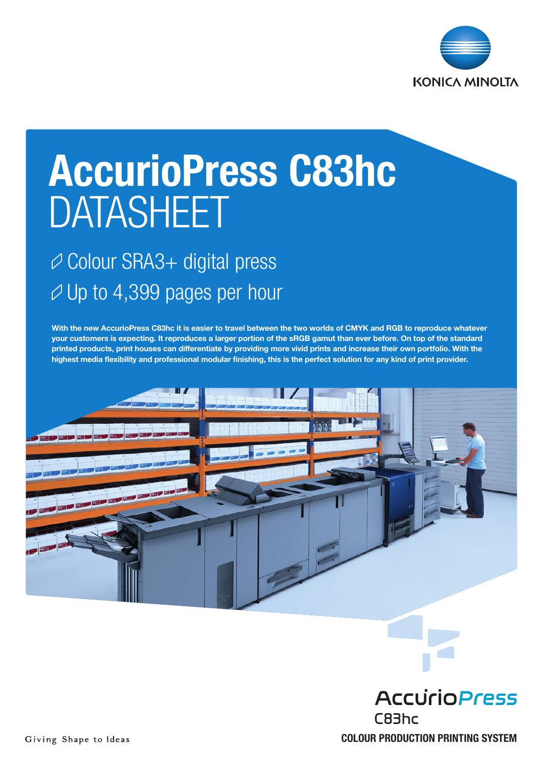# AccurioPress C83hc DATASHEET

- Colour SRA3+ digital press
- Up to 4,399 pages per hour

**With the new AccurioPress C83hc it is easier to travel between the two worlds of CMYK and RGB to reproduce whatever your customers is expecting. It reproduces a larger portion of the sRGB gamut than ever before. On top of the standard printed products, print houses can differentiate by providing more vivid prints and increase their own portfolio. With the highest media flexibility and professional modular finishing, this is the perfect solution for any kind of print provider.**

AccurioPress C83hc

**COLOUR PRODUCTION PRINTING SYSTEM**

Giving Shape to Ideas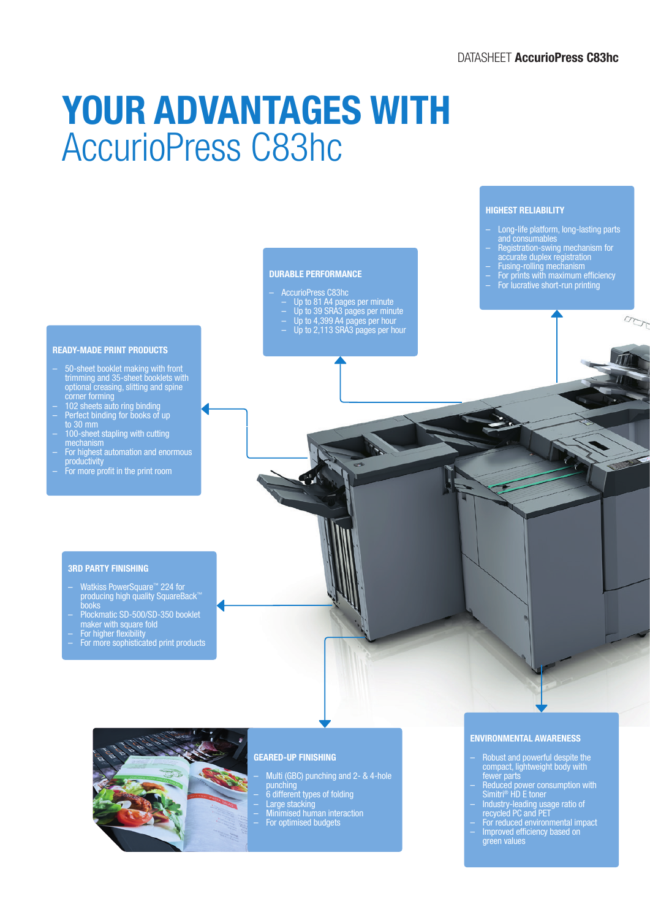# YOUR ADVANTAGES WITH AccurioPress C83hc

### HIGHEST RELIABILITY

- Long-life platform, long-lasting parts and consumables
- Registration-swing mechanism for accurate duplex registration
- Fusing-rolling mechanism
- For prints with maximum efficiency
- For lucrative short-run printing

### DURABLE PERFORMANCE

- AccurioPress C83hc
  - Up to 81 A4 pages per minute
  - Up to 39 SRA3 pages per minute
  - Up to 4,399 A4 pages per hour
  - Up to 2,113 SRA3 pages per hour

### READY-MADE PRINT PRODUCTS

- 50-sheet booklet making with front trimming and 35-sheet booklets with optional creasing, slitting and spine corner forming
- 102 sheets auto ring binding
- Perfect binding for books of up to 30 mm
- 100-sheet stapling with cutting mechanism
- For highest automation and enormous productivity
- For more profit in the print room

### 3RD PARTY FINISHING

- Watkiss PowerSquare™ 224 for producing high quality SquareBack™ books
- Plockmatic SD-500/SD-350 booklet maker with square fold
- For higher flexibility
- For more sophisticated print products

### GEARED-UP FINISHING

- Multi (GBC) punching and 2- & 4-hole punching
- 6 different types of folding
- Large stacking
- Minimised human interaction
- For optimised budgets

### ENVIRONMENTAL AWARENESS

- Robust and powerful despite the compact, lightweight body with fewer parts
- Reduced power consumption with Simitri® HD E toner
- Industry-leading usage ratio of recycled PC and PET
- For reduced environmental impact
- Improved efficiency based on green values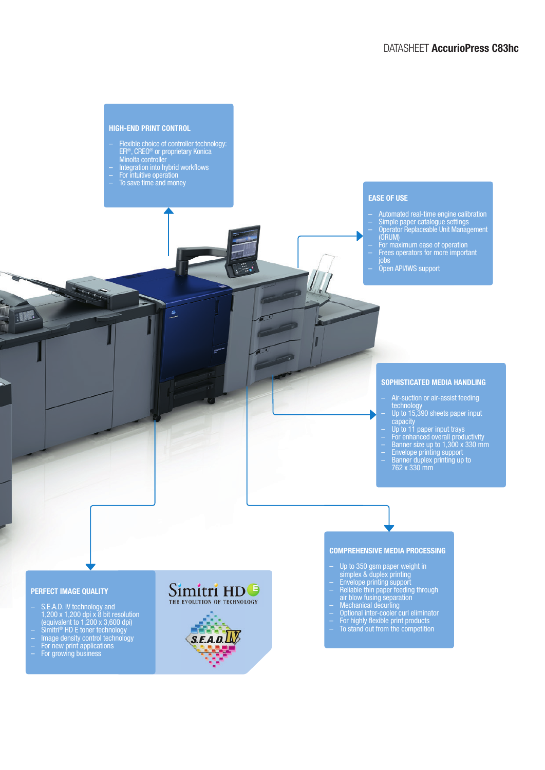DATASHEET **AccurioPress C83hc**

## HIGH-END PRINT CONTROL

- Flexible choice of controller technology: EFI®, CREO® or proprietary Konica Minolta controller
- Integration into hybrid workflows
- For intuitive operation
- To save time and money

## EASE OF USE

- Automated real-time engine calibration
- Simple paper catalogue settings
- Operator Replaceable Unit Management (ORUM)
- For maximum ease of operation
- Frees operators for more important jobs
- Open API/IWS support

## SOPHISTICATED MEDIA HANDLING

- Air-suction or air-assist feeding technology
- Up to 15,390 sheets paper input capacity
- Up to 11 paper input trays
- For enhanced overall productivity
- Banner size up to 1,300 x 330 mm
- Envelope printing support
- Banner duplex printing up to 762 x 330 mm

## COMPREHENSIVE MEDIA PROCESSING

- Up to 350 gsm paper weight in simplex & duplex printing
- Envelope printing support
- Reliable thin paper feeding through air blow fusing separation
- Mechanical decurling
- Optional inter-cooler curl eliminator
- For highly flexible print products
- To stand out from the competition

## PERFECT IMAGE QUALITY

- S.E.A.D. IV technology and 1,200 x 1,200 dpi x 8 bit resolution (equivalent to 1,200 x 3,600 dpi)
- Simitri® HD E toner technology
- Image density control technology
- For new print applications
- For growing business

Simitri HD E
THE EVOLUTION OF TECHNOLOGY

S.E.A.D. IV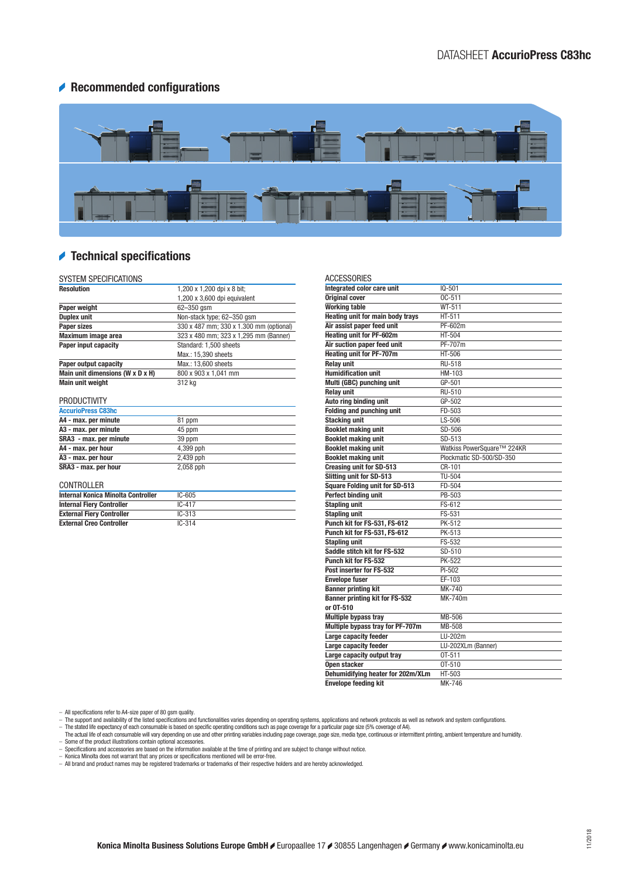DATASHEET **AccurioPress C83hc**

## Recommended configurations

## Technical specifications

### SYSTEM SPECIFICATIONS

| | |
|---|---|
| **Resolution** | 1,200 x 1,200 dpi x 8 bit; 1,200 x 3,600 dpi equivalent |
| **Paper weight** | 62–350 gsm |
| **Duplex unit** | Non-stack type; 62–350 gsm |
| **Paper sizes** | 330 x 487 mm; 330 x 1.300 mm (optional) |
| **Maximum image area** | 323 x 480 mm; 323 x 1,295 mm (Banner) |
| **Paper input capacity** | Standard: 1,500 sheets<br>Max.: 15,390 sheets |
| **Paper output capacity** | Max.: 13,600 sheets |
| **Main unit dimensions (W x D x H)** | 800 x 903 x 1,041 mm |
| **Main unit weight** | 312 kg |

### PRODUCTIVITY

| **AccurioPress C83hc** | |
|---|---|
| **A4 - max. per minute** | 81 ppm |
| **A3 - max. per minute** | 45 ppm |
| **SRA3 - max. per minute** | 39 ppm |
| **A4 - max. per hour** | 4,399 pph |
| **A3 - max. per hour** | 2,439 pph |
| **SRA3 - max. per hour** | 2,058 pph |

### CONTROLLER

| | |
|---|---|
| **Internal Konica Minolta Controller** | IC-605 |
| **Internal Fiery Controller** | IC-417 |
| **External Fiery Controller** | IC-313 |
| **External Creo Controller** | IC-314 |

### ACCESSORIES

| | |
|---|---|
| **Integrated color care unit** | IQ-501 |
| **Original cover** | OC-511 |
| **Working table** | WT-511 |
| **Heating unit for main body trays** | HT-511 |
| **Air assist paper feed unit** | PF-602m |
| **Heating unit for PF-602m** | HT-504 |
| **Air suction paper feed unit** | PF-707m |
| **Heating unit for PF-707m** | HT-506 |
| **Relay unit** | RU-518 |
| **Humidification unit** | HM-103 |
| **Multi (GBC) punching unit** | GP-501 |
| **Relay unit** | RU-510 |
| **Auto ring binding unit** | GP-502 |
| **Folding and punching unit** | FD-503 |
| **Stacking unit** | LS-506 |
| **Booklet making unit** | SD-506 |
| **Booklet making unit** | SD-513 |
| **Booklet making unit** | Watkiss PowerSquare™ 224KR |
| **Booklet making unit** | Plockmatic SD-500/SD-350 |
| **Creasing unit for SD-513** | CR-101 |
| **Slitting unit for SD-513** | TU-504 |
| **Square Folding unit for SD-513** | FD-504 |
| **Perfect binding unit** | PB-503 |
| **Stapling unit** | FS-612 |
| **Stapling unit** | FS-531 |
| **Punch kit for FS-531, FS-612** | PK-512 |
| **Punch kit for FS-531, FS-612** | PK-513 |
| **Stapling unit** | FS-532 |
| **Saddle stitch kit for FS-532** | SD-510 |
| **Punch kit for FS-532** | PK-522 |
| **Post inserter for FS-532** | PI-502 |
| **Envelope fuser** | EF-103 |
| **Banner printing kit** | MK-740 |
| **Banner printing kit for FS-532 or OT-510** | MK-740m |
| **Multiple bypass tray** | MB-506 |
| **Multiple bypass tray for PF-707m** | MB-508 |
| **Large capacity feeder** | LU-202m |
| **Large capacity feeder** | LU-202XLm (Banner) |
| **Large capacity output tray** | OT-511 |
| **Open stacker** | OT-510 |
| **Dehumidifying heater for 202m/XLm** | HT-503 |
| **Envelope feeding kit** | MK-746 |

- All specifications refer to A4-size paper of 80 gsm quality.
- The support and availability of the listed specifications and functionalities varies depending on operating systems, applications and network protocols as well as network and system configurations.
- The stated life expectancy of each consumable is based on specific operating conditions such as page coverage for a particular page size (5% coverage of A4).
  The actual life of each consumable will vary depending on use and other printing variables including page coverage, page size, media type, continuous or intermittent printing, ambient temperature and humidity.
- Some of the product illustrations contain optional accessories.
- Specifications and accessories are based on the information available at the time of printing and are subject to change without notice.
- Konica Minolta does not warrant that any prices or specifications mentioned will be error-free.
- All brand and product names may be registered trademarks or trademarks of their respective holders and are hereby acknowledged.

**Konica Minolta Business Solutions Europe GmbH** Europaallee 17 30855 Langenhagen Germany www.konicaminolta.eu

11/2018